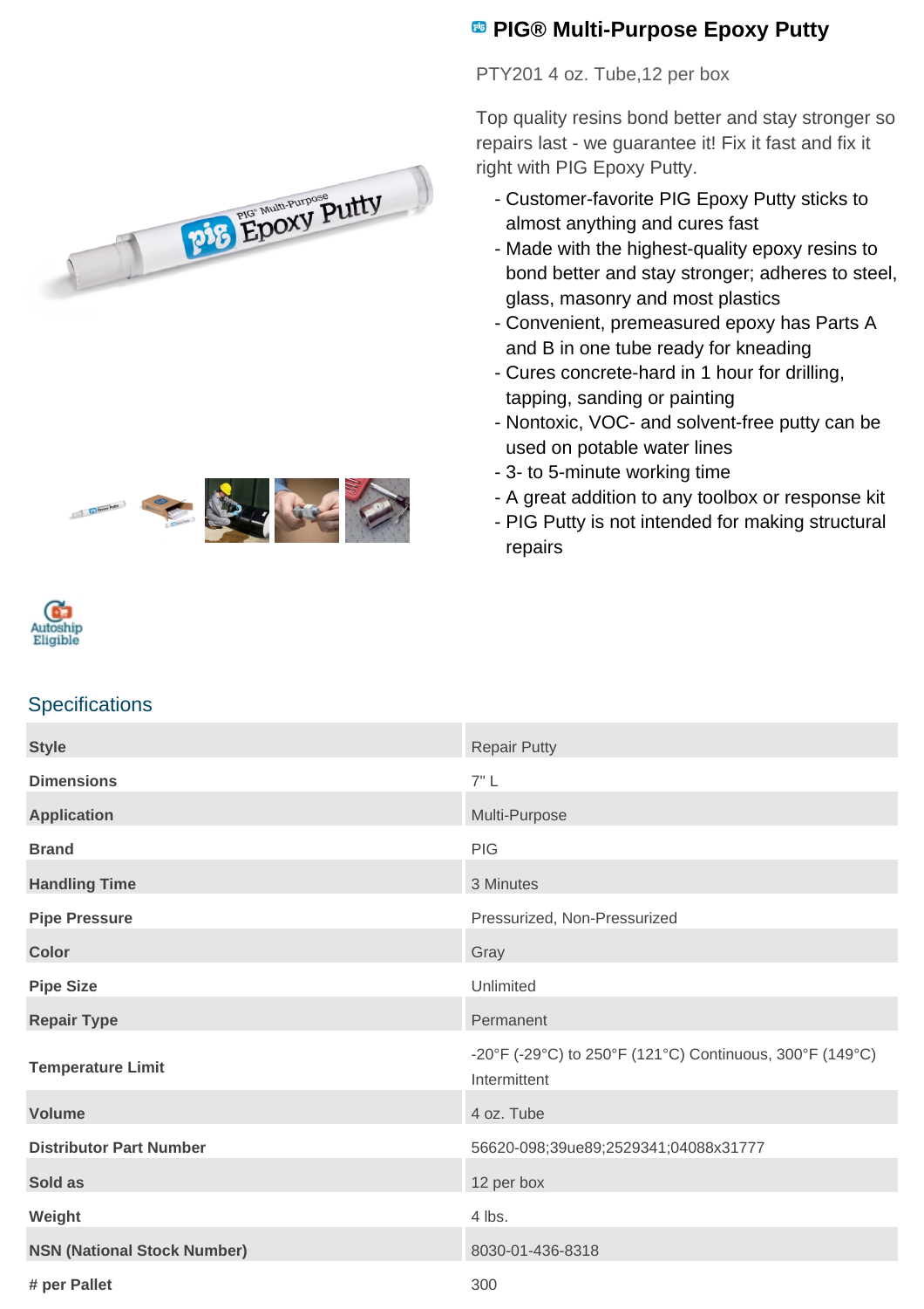# PIG® Multi-Purpose Epoxy Putty

PTY201 4 oz. Tube,12 per box

Top quality resins bond better and stay stronger so repairs last - we guarantee it! Fix it fast and fix it right with PIG Epoxy Putty.

- Customer-favorite PIG Epoxy Putty sticks to almost anything and cures fast
- Made with the highest-quality epoxy resins to bond better and stay stronger; adheres to steel, glass, masonry and most plastics
- Convenient, premeasured epoxy has Parts A and B in one tube ready for kneading
- Cures concrete-hard in 1 hour for drilling, tapping, sanding or painting
- Nontoxic, VOC- and solvent-free putty can be used on potable water lines
- 3- to 5-minute working time
- A great addition to any toolbox or response kit
- PIG Putty is not intended for making structural repairs

Autoship Eligible

## Specifications

| | |
|---|---|
| **Style** | Repair Putty |
| **Dimensions** | 7" L |
| **Application** | Multi-Purpose |
| **Brand** | PIG |
| **Handling Time** | 3 Minutes |
| **Pipe Pressure** | Pressurized, Non-Pressurized |
| **Color** | Gray |
| **Pipe Size** | Unlimited |
| **Repair Type** | Permanent |
| **Temperature Limit** | -20°F (-29°C) to 250°F (121°C) Continuous, 300°F (149°C) Intermittent |
| **Volume** | 4 oz. Tube |
| **Distributor Part Number** | 56620-098;39ue89;2529341;04088x31777 |
| **Sold as** | 12 per box |
| **Weight** | 4 lbs. |
| **NSN (National Stock Number)** | 8030-01-436-8318 |
| **# per Pallet** | 300 |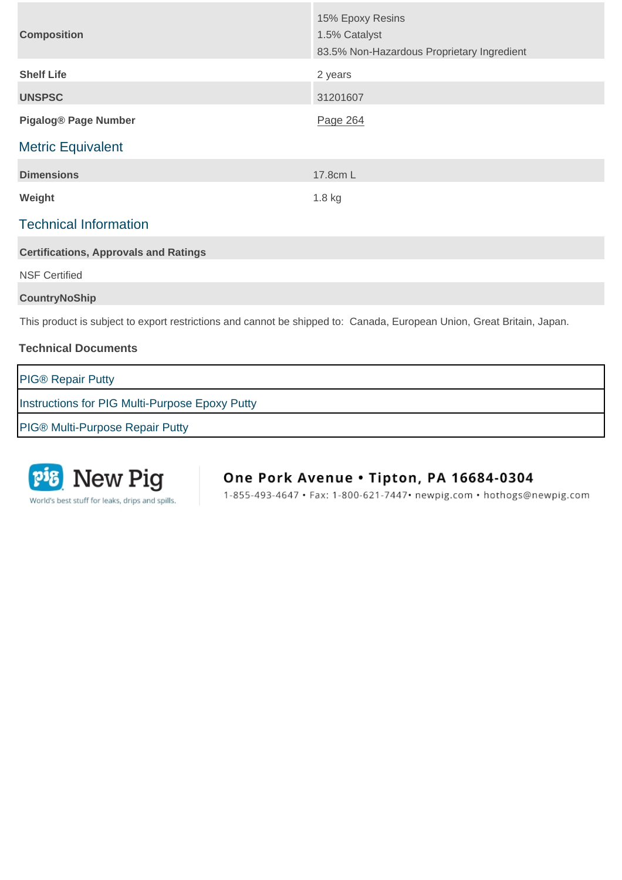| | |
|---|---|
| **Composition** | 15% Epoxy Resins<br>1.5% Catalyst<br>83.5% Non-Hazardous Proprietary Ingredient |
| **Shelf Life** | 2 years |
| **UNSPSC** | 31201607 |
| **Pigalog® Page Number** | Page 264 |

## Metric Equivalent

| | |
|---|---|
| **Dimensions** | 17.8cm L |
| **Weight** | 1.8 kg |

## Technical Information

**Certifications, Approvals and Ratings**

NSF Certified

**CountryNoShip**

This product is subject to export restrictions and cannot be shipped to: Canada, European Union, Great Britain, Japan.

### Technical Documents

| |
|---|
| PIG® Repair Putty |
| Instructions for PIG Multi-Purpose Epoxy Putty |
| PIG® Multi-Purpose Repair Putty |

New Pig
World's best stuff for leaks, drips and spills.

One Pork Avenue • Tipton, PA 16684-0304
1-855-493-4647 • Fax: 1-800-621-7447• newpig.com • hothogs@newpig.com